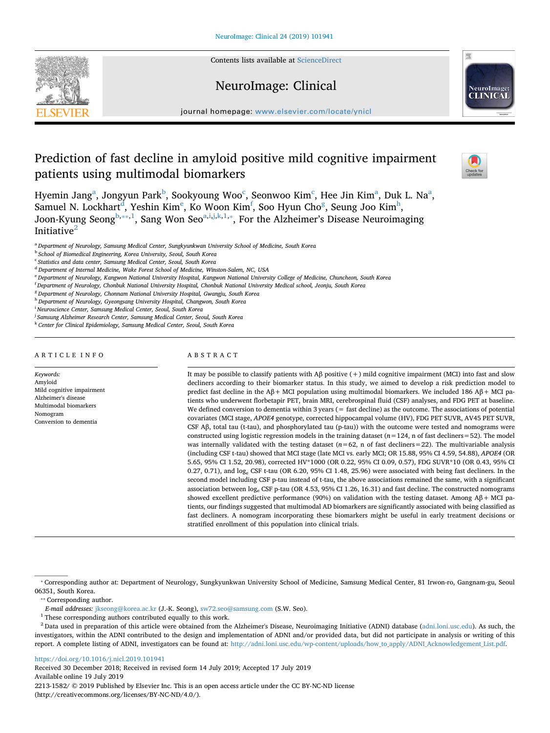# Prediction of fast decline in amyloid positive mild cognitive impairment patients using multimodal biomarkers

Hyemin Jang[a], Jongyun Park[b], Sookyoung Woo[c], Seonwoo Kim[c], Hee Jin Kim[a], Duk L. Na[a], Samuel N. Lockhart[d], Yeshin Kim[e], Ko Woon Kim[f], Soo Hyun Cho[g], Seung Joo Kim[h], Joon-Kyung Seong[b,**,1], Sang Won Seo[a,i,j,k,1,*], For the Alzheimer's Disease Neuroimaging Initiative[2]

[a] Department of Neurology, Samsung Medical Center, Sungkyunkwan University School of Medicine, South Korea
[b] School of Biomedical Engineering, Korea University, Seoul, South Korea
[c] Statistics and data center, Samsung Medical Center, Seoul, South Korea
[d] Department of Internal Medicine, Wake Forest School of Medicine, Winston-Salem, NC, USA
[e] Department of Neurology, Kangwon National University Hospital, Kangwon National University College of Medicine, Chuncheon, South Korea
[f] Department of Neurology, Chonbuk National University Hospital, Chonbuk National University Medical school, Jeonju, South Korea
[g] Department of Neurology, Chonnam National University Hospital, Gwangju, South Korea
[h] Department of Neurology, Gyeongsang University Hospital, Changwon, South Korea
[i] Neuroscience Center, Samsung Medical Center, Seoul, South Korea
[j] Samsung Alzheimer Research Center, Samsung Medical Center, Seoul, South Korea
[k] Center for Clinical Epidemiology, Samsung Medical Center, Seoul, South Korea

## ARTICLE INFO

*Keywords:*
Amyloid
Mild cognitive impairment
Alzheimer's disease
Multimodal biomarkers
Nomogram
Conversion to dementia

## ABSTRACT

It may be possible to classify patients with Aβ positive (+) mild cognitive impairment (MCI) into fast and slow decliners according to their biomarker status. In this study, we aimed to develop a risk prediction model to predict fast decline in the Aβ+ MCI population using multimodal biomarkers. We included 186 Aβ+ MCI patients who underwent florbetapir PET, brain MRI, cerebrospinal fluid (CSF) analyses, and FDG PET at baseline. We defined conversion to dementia within 3 years (= fast decline) as the outcome. The associations of potential covariates (MCI stage, *APOE4* genotype, corrected hippocampal volume (HV), FDG PET SUVR, AV45 PET SUVR, CSF Aβ, total tau (t-tau), and phosphorylated tau (p-tau)) with the outcome were tested and nomograms were constructed using logistic regression models in the training dataset ($n = 124$, n of fast decliners = 52). The model was internally validated with the testing dataset ($n = 62$, n of fast decliners = 22). The multivariable analysis (including CSF t-tau) showed that MCI stage (late MCI vs. early MCI; OR 15.88, 95% CI 4.59, 54.88), *APOE4* (OR 5.65, 95% CI 1.52, 20.98), corrected HV*1000 (OR 0.22, 95% CI 0.09, 0.57), FDG SUVR*10 (OR 0.43, 95% CI 0.27, 0.71), and $\log_e$ CSF t-tau (OR 6.20, 95% CI 1.48, 25.96) were associated with being fast decliners. In the second model including CSF p-tau instead of t-tau, the above associations remained the same, with a significant association between $\log_e$ CSF p-tau (OR 4.53, 95% CI 1.26, 16.31) and fast decline. The constructed nomograms showed excellent predictive performance (90%) on validation with the testing dataset. Among Aβ+ MCI patients, our findings suggested that multimodal AD biomarkers are significantly associated with being classified as fast decliners. A nomogram incorporating these biomarkers might be useful in early treatment decisions or stratified enrollment of this population into clinical trials.

---

* Corresponding author at: Department of Neurology, Sungkyunkwan University School of Medicine, Samsung Medical Center, 81 Irwon-ro, Gangnam-gu, Seoul 06351, South Korea.

** Corresponding author.

*E-mail addresses:* jkseong@korea.ac.kr (J.-K. Seong), sw72.seo@samsung.com (S.W. Seo).

[1] These corresponding authors contributed equally to this work.

[2] Data used in preparation of this article were obtained from the Alzheimer's Disease, Neuroimaging Initiative (ADNI) database (adni.loni.usc.edu). As such, the investigators, within the ADNI contributed to the design and implementation of ADNI and/or provided data, but did not participate in analysis or writing of this report. A complete listing of ADNI, investigators can be found at: http://adni.loni.usc.edu/wp-content/uploads/how_to_apply/ADNI_Acknowledgement_List.pdf.

https://doi.org/10.1016/j.nicl.2019.101941
Received 30 December 2018; Received in revised form 14 July 2019; Accepted 17 July 2019
Available online 19 July 2019
2213-1582/ © 2019 Published by Elsevier Inc. This is an open access article under the CC BY-NC-ND license (http://creativecommons.org/licenses/BY-NC-ND/4.0/).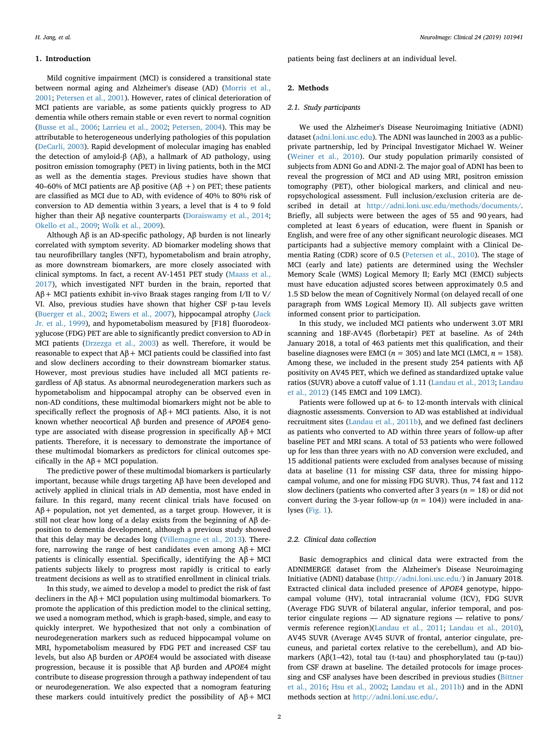## 1. Introduction

Mild cognitive impairment (MCI) is considered a transitional state between normal aging and Alzheimer's disease (AD) (Morris et al., 2001; Petersen et al., 2001). However, rates of clinical deterioration of MCI patients are variable, as some patients quickly progress to AD dementia while others remain stable or even revert to normal cognition (Busse et al., 2006; Larrieu et al., 2002; Petersen, 2004). This may be attributable to heterogeneous underlying pathologies of this population (DeCarli, 2003). Rapid development of molecular imaging has enabled the detection of amyloid-β (Aβ), a hallmark of AD pathology, using positron emission tomography (PET) in living patients, both in the MCI as well as the dementia stages. Previous studies have shown that 40–60% of MCI patients are Aβ positive (Aβ +) on PET; these patients are classified as MCI due to AD, with evidence of 40% to 80% risk of conversion to AD dementia within 3 years, a level that is 4 to 9 fold higher than their Aβ negative counterparts (Doraiswamy et al., 2014; Okello et al., 2009; Wolk et al., 2009).

Although Aβ is an AD-specific pathology, Aβ burden is not linearly correlated with symptom severity. AD biomarker modeling shows that tau neurofibrillary tangles (NFT), hypometabolism and brain atrophy, as more downstream biomarkers, are more closely associated with clinical symptoms. In fact, a recent AV-1451 PET study (Maass et al., 2017), which investigated NFT burden in the brain, reported that Aβ+ MCI patients exhibit in-vivo Braak stages ranging from I/II to V/VI. Also, previous studies have shown that higher CSF p-tau levels (Buerger et al., 2002; Ewers et al., 2007), hippocampal atrophy (Jack Jr. et al., 1999), and hypometabolism measured by [F18] fluorodeoxyglucose (FDG) PET are able to significantly predict conversion to AD in MCI patients (Drzezga et al., 2003) as well. Therefore, it would be reasonable to expect that Aβ+ MCI patients could be classified into fast and slow decliners according to their downstream biomarker status. However, most previous studies have included all MCI patients regardless of Aβ status. As abnormal neurodegeneration markers such as hypometabolism and hippocampal atrophy can be observed even in non-AD conditions, these multimodal biomarkers might not be able to specifically reflect the prognosis of Aβ+ MCI patients. Also, it is not known whether neocortical Aβ burden and presence of *APOE*4 genotype are associated with disease progression in specifically Aβ+ MCI patients. Therefore, it is necessary to demonstrate the importance of these multimodal biomarkers as predictors for clinical outcomes specifically in the Aβ+ MCI population.

The predictive power of these multimodal biomarkers is particularly important, because while drugs targeting Aβ have been developed and actively applied in clinical trials in AD dementia, most have ended in failure. In this regard, many recent clinical trials have focused on Aβ+ population, not yet demented, as a target group. However, it is still not clear how long of a delay exists from the beginning of Aβ deposition to dementia development, although a previous study showed that this delay may be decades long (Villemagne et al., 2013). Therefore, narrowing the range of best candidates even among Aβ+ MCI patients is clinically essential. Specifically, identifying the Aβ+ MCI patients subjects likely to progress most rapidly is critical to early treatment decisions as well as to stratified enrollment in clinical trials.

In this study, we aimed to develop a model to predict the risk of fast decliners in the Aβ+ MCI population using multimodal biomarkers. To promote the application of this prediction model to the clinical setting, we used a nomogram method, which is graph-based, simple, and easy to quickly interpret. We hypothesized that not only a combination of neurodegeneration markers such as reduced hippocampal volume on MRI, hypometabolism measured by FDG PET and increased CSF tau levels, but also Aβ burden or *APOE*4 would be associated with disease progression, because it is possible that Aβ burden and *APOE*4 might contribute to disease progression through a pathway independent of tau or neurodegeneration. We also expected that a nomogram featuring these markers could intuitively predict the possibility of Aβ+ MCI patients being fast decliners at an individual level.

## 2. Methods

### 2.1. Study participants

We used the Alzheimer's Disease Neuroimaging Initiative (ADNI) dataset (adni.loni.usc.edu). The ADNI was launched in 2003 as a public-private partnership, led by Principal Investigator Michael W. Weiner (Weiner et al., 2010). Our study population primarily consisted of subjects from ADNI Go and ADNI-2. The major goal of ADNI has been to reveal the progression of MCI and AD using MRI, positron emission tomography (PET), other biological markers, and clinical and neuropsychological assessment. Full inclusion/exclusion criteria are described in detail at http://adni.loni.usc.edu/methods/documents/. Briefly, all subjects were between the ages of 55 and 90 years, had completed at least 6 years of education, were fluent in Spanish or English, and were free of any other significant neurologic diseases. MCI participants had a subjective memory complaint with a Clinical Dementia Rating (CDR) score of 0.5 (Petersen et al., 2010). The stage of MCI (early and late) patients are determined using the Wechsler Memory Scale (WMS) Logical Memory II; Early MCI (EMCI) subjects must have education adjusted scores between approximately 0.5 and 1.5 SD below the mean of Cognitively Normal (on delayed recall of one paragraph from WMS Logical Memory II). All subjects gave written informed consent prior to participation.

In this study, we included MCI patients who underwent 3.0T MRI scanning and 18F-AV45 (florbetapir) PET at baseline. As of 24th January 2018, a total of 463 patients met this qualification, and their baseline diagnoses were EMCI ($n$ = 305) and late MCI (LMCI, $n$ = 158). Among these, we included in the present study 254 patients with Aβ positivity on AV45 PET, which we defined as standardized uptake value ratios (SUVR) above a cutoff value of 1.11 (Landau et al., 2013; Landau et al., 2012) (145 EMCI and 109 LMCI).

Patients were followed up at 6- to 12-month intervals with clinical diagnostic assessments. Conversion to AD was established at individual recruitment sites (Landau et al., 2011b), and we defined fast decliners as patients who converted to AD within three years of follow-up after baseline PET and MRI scans. A total of 53 patients who were followed up for less than three years with no AD conversion were excluded, and 15 additional patients were excluded from analyses because of missing data at baseline (11 for missing CSF data, three for missing hippocampal volume, and one for missing FDG SUVR). Thus, 74 fast and 112 slow decliners (patients who converted after 3 years ($n$ = 18) or did not convert during the 3-year follow-up ($n$ = 104)) were included in analyses (Fig. 1).

### 2.2. Clinical data collection

Basic demographics and clinical data were extracted from the ADNIMERGE dataset from the Alzheimer's Disease Neuroimaging Initiative (ADNI) database (http://adni.loni.usc.edu/) in January 2018. Extracted clinical data included presence of *APOE*4 genotype, hippocampal volume (HV), total intracranial volume (ICV), FDG SUVR (Average FDG SUVR of bilateral angular, inferior temporal, and posterior cingulate regions — AD signature regions — relative to pons/vermis reference region)(Landau et al., 2011; Landau et al., 2010), AV45 SUVR (Average AV45 SUVR of frontal, anterior cingulate, precuneus, and parietal cortex relative to the cerebellum), and AD biomarkers (Aβ(1–42), total tau (t-tau) and phosphorylated tau (p-tau)) from CSF drawn at baseline. The detailed protocols for image processing and CSF analyses have been described in previous studies (Bittner et al., 2016; Hsu et al., 2002; Landau et al., 2011b) and in the ADNI methods section at http://adni.loni.usc.edu/.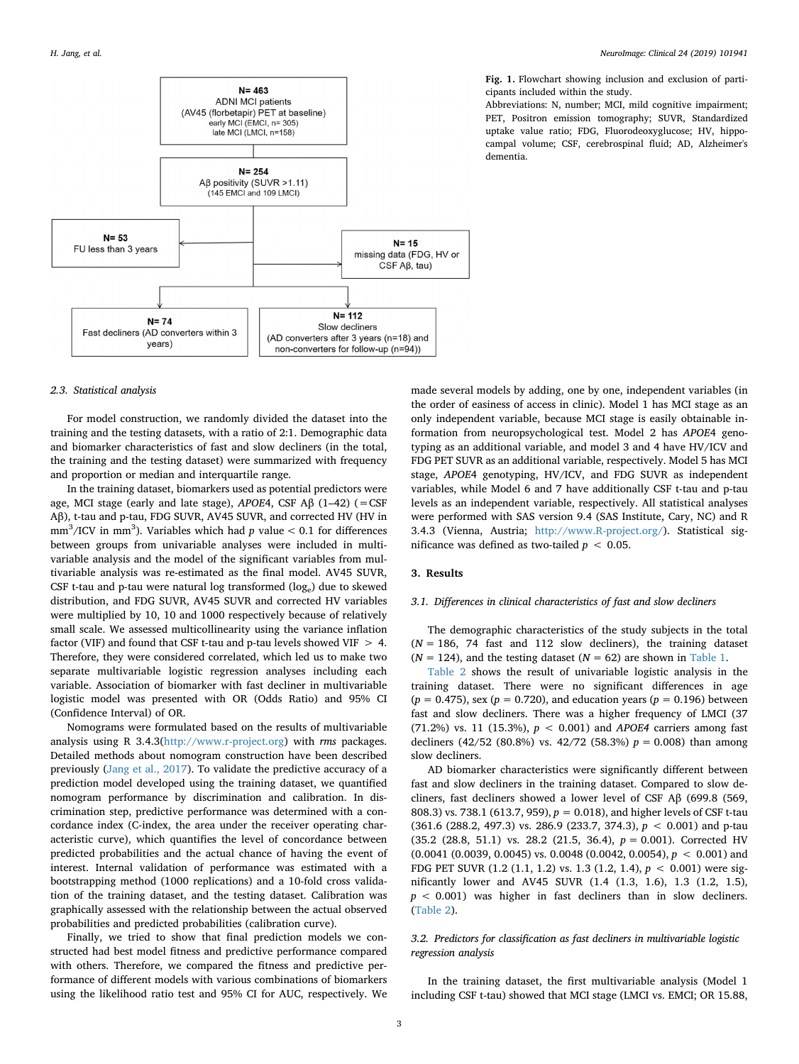N= 463
ADNI MCI patients
(AV45 (florbetapir) PET at baseline)
early MCI (EMCI, n= 305)
late MCI (LMCI, n=158)

N= 254
Aβ positivity (SUVR >1.11)
(145 EMCI and 109 LMCI)

N= 53
FU less than 3 years

N= 15
missing data (FDG, HV or CSF Aβ, tau)

N= 74
Fast decliners (AD converters within 3 years)

N= 112
Slow decliners
(AD converters after 3 years (n=18) and non-converters for follow-up (n=94))

**Fig. 1.** Flowchart showing inclusion and exclusion of participants included within the study.
Abbreviations: N, number; MCI, mild cognitive impairment; PET, Positron emission tomography; SUVR, Standardized uptake value ratio; FDG, Fluorodeoxyglucose; HV, hippocampal volume; CSF, cerebrospinal fluid; AD, Alzheimer's dementia.

### 2.3. Statistical analysis

For model construction, we randomly divided the dataset into the training and the testing datasets, with a ratio of 2:1. Demographic data and biomarker characteristics of fast and slow decliners (in the total, the training and the testing dataset) were summarized with frequency and proportion or median and interquartile range.

In the training dataset, biomarkers used as potential predictors were age, MCI stage (early and late stage), *APOE*4, CSF Aβ (1–42) (=CSF Aβ), t-tau and p-tau, FDG SUVR, AV45 SUVR, and corrected HV (HV in $mm^3$/ICV in $mm^3$). Variables which had $p$ value $< 0.1$ for differences between groups from univariable analyses were included in multivariable analysis and the model of the significant variables from multivariable analysis was re-estimated as the final model. AV45 SUVR, CSF t-tau and p-tau were natural log transformed ($\log_e$) due to skewed distribution, and FDG SUVR, AV45 SUVR and corrected HV variables were multiplied by 10, 10 and 1000 respectively because of relatively small scale. We assessed multicollinearity using the variance inflation factor (VIF) and found that CSF t-tau and p-tau levels showed VIF $> 4$. Therefore, they were considered correlated, which led us to make two separate multivariable logistic regression analyses including each variable. Association of biomarker with fast decliner in multivariable logistic model was presented with OR (Odds Ratio) and 95% CI (Confidence Interval) of OR.

Nomograms were formulated based on the results of multivariable analysis using R 3.4.3(http://www.r-project.org) with *rms* packages. Detailed methods about nomogram construction have been described previously (Jang et al., 2017). To validate the predictive accuracy of a prediction model developed using the training dataset, we quantified nomogram performance by discrimination and calibration. In discrimination step, predictive performance was determined with a concordance index (C-index, the area under the receiver operating characteristic curve), which quantifies the level of concordance between predicted probabilities and the actual chance of having the event of interest. Internal validation of performance was estimated with a bootstrapping method (1000 replications) and a 10-fold cross validation of the training dataset, and the testing dataset. Calibration was graphically assessed with the relationship between the actual observed probabilities and predicted probabilities (calibration curve).

Finally, we tried to show that final prediction models we constructed had best model fitness and predictive performance compared with others. Therefore, we compared the fitness and predictive performance of different models with various combinations of biomarkers using the likelihood ratio test and 95% CI for AUC, respectively. We made several models by adding, one by one, independent variables (in the order of easiness of access in clinic). Model 1 has MCI stage as an only independent variable, because MCI stage is easily obtainable information from neuropsychological test. Model 2 has *APOE*4 genotyping as an additional variable, and model 3 and 4 have HV/ICV and FDG PET SUVR as an additional variable, respectively. Model 5 has MCI stage, *APOE*4 genotyping, HV/ICV, and FDG SUVR as independent variables, while Model 6 and 7 have additionally CSF t-tau and p-tau levels as an independent variable, respectively. All statistical analyses were performed with SAS version 9.4 (SAS Institute, Cary, NC) and R 3.4.3 (Vienna, Austria; http://www.R-project.org/). Statistical significance was defined as two-tailed $p < 0.05$.

## 3. Results

### 3.1. Differences in clinical characteristics of fast and slow decliners

The demographic characteristics of the study subjects in the total ($N = 186$, 74 fast and 112 slow decliners), the training dataset ($N = 124$), and the testing dataset ($N = 62$) are shown in Table 1.

Table 2 shows the result of univariable logistic analysis in the training dataset. There were no significant differences in age ($p = 0.475$), sex ($p = 0.720$), and education years ($p = 0.196$) between fast and slow decliners. There was a higher frequency of LMCI (37 (71.2%) vs. 11 (15.3%), $p < 0.001$) and *APOE4* carriers among fast decliners (42/52 (80.8%) vs. 42/72 (58.3%) $p = 0.008$) than among slow decliners.

AD biomarker characteristics were significantly different between fast and slow decliners in the training dataset. Compared to slow decliners, fast decliners showed a lower level of CSF Aβ (699.8 (569, 808.3) vs. 738.1 (613.7, 959), $p = 0.018$), and higher levels of CSF t-tau (361.6 (288.2, 497.3) vs. 286.9 (233.7, 374.3), $p < 0.001$) and p-tau (35.2 (28.8, 51.1) vs. 28.2 (21.5, 36.4), $p = 0.001$). Corrected HV (0.0041 (0.0039, 0.0045) vs. 0.0048 (0.0042, 0.0054), $p < 0.001$) and FDG PET SUVR (1.2 (1.1, 1.2) vs. 1.3 (1.2, 1.4), $p < 0.001$) were significantly lower and AV45 SUVR (1.4 (1.3, 1.6), 1.3 (1.2, 1.5), $p < 0.001$) was higher in fast decliners than in slow decliners. (Table 2).

### 3.2. Predictors for classification as fast decliners in multivariable logistic regression analysis

In the training dataset, the first multivariable analysis (Model 1 including CSF t-tau) showed that MCI stage (LMCI vs. EMCI; OR 15.88,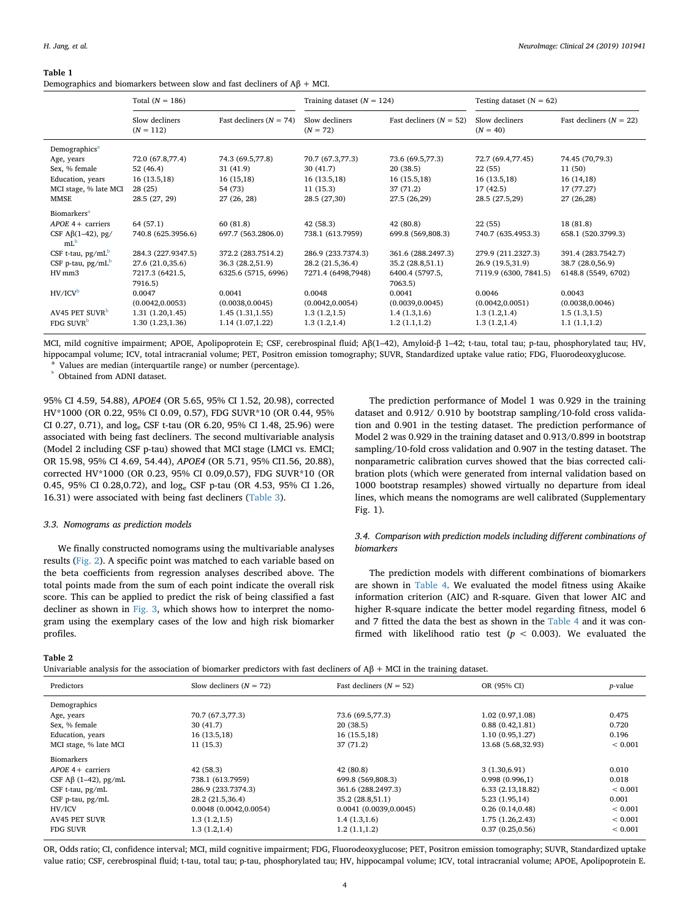**Table 1**
Demographics and biomarkers between slow and fast decliners of Aβ + MCI.

| | Total (N = 186) | | Training dataset (N = 124) | | Testing dataset (N = 62) | |
|---|---|---|---|---|---|---|
| | Slow decliners (N = 112) | Fast decliners (N = 74) | Slow decliners (N = 72) | Fast decliners (N = 52) | Slow decliners (N = 40) | Fast decliners (N = 22) |
| Demographics[a] | | | | | | |
| Age, years | 72.0 (67.8,77.4) | 74.3 (69.5,77.8) | 70.7 (67.3,77.3) | 73.6 (69.5,77.3) | 72.7 (69.4,77.45) | 74.45 (70,79.3) |
| Sex, % female | 52 (46.4) | 31 (41.9) | 30 (41.7) | 20 (38.5) | 22 (55) | 11 (50) |
| Education, years | 16 (13.5,18) | 16 (15,18) | 16 (13.5,18) | 16 (15.5,18) | 16 (13.5,18) | 16 (14,18) |
| MCI stage, % late MCI | 28 (25) | 54 (73) | 11 (15.3) | 37 (71.2) | 17 (42.5) | 17 (77.27) |
| MMSE | 28.5 (27, 29) | 27 (26, 28) | 28.5 (27,30) | 27.5 (26,29) | 28.5 (27.5,29) | 27 (26,28) |
| Biomarkers[a] | | | | | | |
| *APOE* 4+ carriers | 64 (57.1) | 60 (81.8) | 42 (58.3) | 42 (80.8) | 22 (55) | 18 (81.8) |
| CSF Aβ(1–42), pg/mL[b] | 740.8 (625.3956.6) | 697.7 (563.2806.0) | 738.1 (613.7959) | 699.8 (569,808.3) | 740.7 (635.4953.3) | 658.1 (520.3799.3) |
| CSF t-tau, pg/mL[b] | 284.3 (227.9347.5) | 372.2 (283.7514.2) | 286.9 (233.7374.3) | 361.6 (288.2497.3) | 279.9 (211.2327.3) | 391.4 (283.7542.7) |
| CSF p-tau, pg/mL[b] | 27.6 (21.0,35.6) | 36.3 (28.2,51.9) | 28.2 (21.5,36.4) | 35.2 (28.8,51.1) | 26.9 (19.5,31.9) | 38.7 (28.0,56.9) |
| HV mm3 | 7217.3 (6421.5, 7916.5) | 6325.6 (5715, 6996) | 7271.4 (6498,7948) | 6400.4 (5797.5, 7063.5) | 7119.9 (6300, 7841.5) | 6148.8 (5549, 6702) |
| HV/ICV[b] | 0.0047 (0.0042,0.0053) | 0.0041 (0.0038,0.0045) | 0.0048 (0.0042,0.0054) | 0.0041 (0.0039,0.0045) | 0.0046 (0.0042,0.0051) | 0.0043 (0.0038,0.0046) |
| AV45 PET SUVR[b] | 1.31 (1.20,1.45) | 1.45 (1.31,1.55) | 1.3 (1.2,1.5) | 1.4 (1.3,1.6) | 1.3 (1.2,1.4) | 1.5 (1.3,1.5) |
| FDG SUVR[b] | 1.30 (1.23,1.36) | 1.14 (1.07,1.22) | 1.3 (1.2,1.4) | 1.2 (1.1,1.2) | 1.3 (1.2,1.4) | 1.1 (1.1,1.2) |

MCI, mild cognitive impairment; APOE, Apolipoprotein E; CSF, cerebrospinal fluid; Aβ(1–42), Amyloid-β 1–42; t-tau, total tau; p-tau, phosphorylated tau; HV, hippocampal volume; ICV, total intracranial volume; PET, Positron emission tomography; SUVR, Standardized uptake value ratio; FDG, Fluorodeoxyglucose.
[a] Values are median (interquartile range) or number (percentage).
[b] Obtained from ADNI dataset.

95% CI 4.59, 54.88), *APOE4* (OR 5.65, 95% CI 1.52, 20.98), corrected HV*1000 (OR 0.22, 95% CI 0.09, 0.57), FDG SUVR*10 (OR 0.44, 95% CI 0.27, 0.71), and $\log_e$ CSF t-tau (OR 6.20, 95% CI 1.48, 25.96) were associated with being fast decliners. The second multivariable analysis (Model 2 including CSF p-tau) showed that MCI stage (LMCI vs. EMCI; OR 15.98, 95% CI 4.69, 54.44), *APOE4* (OR 5.71, 95% CI1.56, 20.88), corrected HV*1000 (OR 0.23, 95% CI 0.09,0.57), FDG SUVR*10 (OR 0.45, 95% CI 0.28,0.72), and $\log_e$ CSF p-tau (OR 4.53, 95% CI 1.26, 16.31) were associated with being fast decliners (Table 3).

### 3.3. Nomograms as prediction models

We finally constructed nomograms using the multivariable analyses results (Fig. 2). A specific point was matched to each variable based on the beta coefficients from regression analyses described above. The total points made from the sum of each point indicate the overall risk score. This can be applied to predict the risk of being classified a fast decliner as shown in Fig. 3, which shows how to interpret the nomogram using the exemplary cases of the low and high risk biomarker profiles.

The prediction performance of Model 1 was 0.929 in the training dataset and 0.912/ 0.910 by bootstrap sampling/10-fold cross validation and 0.901 in the testing dataset. The prediction performance of Model 2 was 0.929 in the training dataset and 0.913/0.899 in bootstrap sampling/10-fold cross validation and 0.907 in the testing dataset. The nonparametric calibration curves showed that the bias corrected calibration plots (which were generated from internal validation based on 1000 bootstrap resamples) showed virtually no departure from ideal lines, which means the nomograms are well calibrated (Supplementary Fig. 1).

### 3.4. Comparison with prediction models including different combinations of biomarkers

The prediction models with different combinations of biomarkers are shown in Table 4. We evaluated the model fitness using Akaike information criterion (AIC) and R-square. Given that lower AIC and higher R-square indicate the better model regarding fitness, model 6 and 7 fitted the data the best as shown in the Table 4 and it was confirmed with likelihood ratio test ($p < 0.003$). We evaluated the

**Table 2**
Univariable analysis for the association of biomarker predictors with fast decliners of Aβ + MCI in the training dataset.

| Predictors | Slow decliners (N = 72) | Fast decliners (N = 52) | OR (95% CI) | *p*-value |
|---|---|---|---|---|
| Demographics | | | | |
| Age, years | 70.7 (67.3,77.3) | 73.6 (69.5,77.3) | 1.02 (0.97,1.08) | 0.475 |
| Sex, % female | 30 (41.7) | 20 (38.5) | 0.88 (0.42,1.81) | 0.720 |
| Education, years | 16 (13.5,18) | 16 (15.5,18) | 1.10 (0.95,1.27) | 0.196 |
| MCI stage, % late MCI | 11 (15.3) | 37 (71.2) | 13.68 (5.68,32.93) | < 0.001 |
| Biomarkers | | | | |
| *APOE* 4+ carriers | 42 (58.3) | 42 (80.8) | 3 (1.30,6.91) | 0.010 |
| CSF Aβ (1–42), pg/mL | 738.1 (613.7959) | 699.8 (569,808.3) | 0.998 (0.996,1) | 0.018 |
| CSF t-tau, pg/mL | 286.9 (233.7374.3) | 361.6 (288.2497.3) | 6.33 (2.13,18.82) | < 0.001 |
| CSF p-tau, pg/mL | 28.2 (21.5,36.4) | 35.2 (28.8,51.1) | 5.23 (1.95,14) | 0.001 |
| HV/ICV | 0.0048 (0.0042,0.0054) | 0.0041 (0.0039,0.0045) | 0.26 (0.14,0.48) | < 0.001 |
| AV45 PET SUVR | 1.3 (1.2,1.5) | 1.4 (1.3,1.6) | 1.75 (1.26,2.43) | < 0.001 |
| FDG SUVR | 1.3 (1.2,1.4) | 1.2 (1.1,1.2) | 0.37 (0.25,0.56) | < 0.001 |

OR, Odds ratio; CI, confidence interval; MCI, mild cognitive impairment; FDG, Fluorodeoxyglucose; PET, Positron emission tomography; SUVR, Standardized uptake value ratio; CSF, cerebrospinal fluid; t-tau, total tau; p-tau, phosphorylated tau; HV, hippocampal volume; ICV, total intracranial volume; APOE, Apolipoprotein E.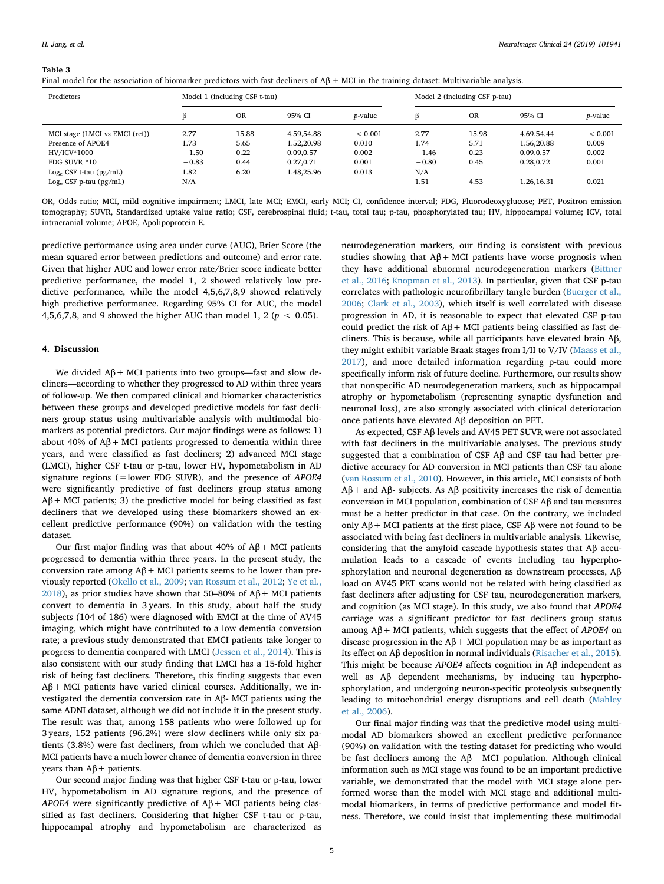**Table 3**
Final model for the association of biomarker predictors with fast decliners of Aβ + MCI in the training dataset: Multivariable analysis.

| Predictors | Model 1 (including CSF t-tau) | | | | Model 2 (including CSF p-tau) | | | |
|---|---|---|---|---|---|---|---|---|
| | β | OR | 95% CI | *p*-value | β | OR | 95% CI | *p*-value |
| MCI stage (LMCI vs EMCI (ref)) | 2.77 | 15.88 | 4.59,54.88 | < 0.001 | 2.77 | 15.98 | 4.69,54.44 | < 0.001 |
| Presence of APOE4 | 1.73 | 5.65 | 1.52,20.98 | 0.010 | 1.74 | 5.71 | 1.56,20.88 | 0.009 |
| HV/ICV*1000 | −1.50 | 0.22 | 0.09,0.57 | 0.002 | −1.46 | 0.23 | 0.09,0.57 | 0.002 |
| FDG SUVR *10 | −0.83 | 0.44 | 0.27,0.71 | 0.001 | −0.80 | 0.45 | 0.28,0.72 | 0.001 |
| $Log_e$ CSF t-tau (pg/mL) | 1.82 | 6.20 | 1.48,25.96 | 0.013 | N/A | | | |
| $Log_e$ CSF p-tau (pg/mL) | N/A | | | | 1.51 | 4.53 | 1.26,16.31 | 0.021 |

OR, Odds ratio; MCI, mild cognitive impairment; LMCI, late MCI; EMCI, early MCI; CI, confidence interval; FDG, Fluorodeoxyglucose; PET, Positron emission tomography; SUVR, Standardized uptake value ratio; CSF, cerebrospinal fluid; t-tau, total tau; p-tau, phosphorylated tau; HV, hippocampal volume; ICV, total intracranial volume; APOE, Apolipoprotein E.

predictive performance using area under curve (AUC), Brier Score (the mean squared error between predictions and outcome) and error rate. Given that higher AUC and lower error rate/Brier score indicate better predictive performance, the model 1, 2 showed relatively low predictive performance, while the model 4,5,6,7,8,9 showed relatively high predictive performance. Regarding 95% CI for AUC, the model 4,5,6,7,8, and 9 showed the higher AUC than model 1, 2 ($p < 0.05$).

## 4. Discussion

We divided Aβ+ MCI patients into two groups—fast and slow decliners—according to whether they progressed to AD within three years of follow-up. We then compared clinical and biomarker characteristics between these groups and developed predictive models for fast decliners group status using multivariable analysis with multimodal biomarkers as potential predictors. Our major findings were as follows: 1) about 40% of Aβ+ MCI patients progressed to dementia within three years, and were classified as fast decliners; 2) advanced MCI stage (LMCI), higher CSF t-tau or p-tau, lower HV, hypometabolism in AD signature regions (=lower FDG SUVR), and the presence of *APOE4* were significantly predictive of fast decliners group status among Aβ+ MCI patients; 3) the predictive model for being classified as fast decliners that we developed using these biomarkers showed an excellent predictive performance (90%) on validation with the testing dataset.

Our first major finding was that about 40% of Aβ+ MCI patients progressed to dementia within three years. In the present study, the conversion rate among Aβ+ MCI patients seems to be lower than previously reported (Okello et al., 2009; van Rossum et al., 2012; Ye et al., 2018), as prior studies have shown that 50–80% of Aβ+ MCI patients convert to dementia in 3 years. In this study, about half the study subjects (104 of 186) were diagnosed with EMCI at the time of AV45 imaging, which might have contributed to a low dementia conversion rate; a previous study demonstrated that EMCI patients take longer to progress to dementia compared with LMCI (Jessen et al., 2014). This is also consistent with our study finding that LMCI has a 15-fold higher risk of being fast decliners. Therefore, this finding suggests that even Aβ+ MCI patients have varied clinical courses. Additionally, we investigated the dementia conversion rate in Aβ- MCI patients using the same ADNI dataset, although we did not include it in the present study. The result was that, among 158 patients who were followed up for 3 years, 152 patients (96.2%) were slow decliners while only six patients (3.8%) were fast decliners, from which we concluded that Aβ- MCI patients have a much lower chance of dementia conversion in three years than Aβ+ patients.

Our second major finding was that higher CSF t-tau or p-tau, lower HV, hypometabolism in AD signature regions, and the presence of *APOE4* were significantly predictive of Aβ+ MCI patients being classified as fast decliners. Considering that higher CSF t-tau or p-tau, hippocampal atrophy and hypometabolism are characterized as neurodegeneration markers, our finding is consistent with previous studies showing that Aβ+ MCI patients have worse prognosis when they have additional abnormal neurodegeneration markers (Bittner et al., 2016; Knopman et al., 2013). In particular, given that CSF p-tau correlates with pathologic neurofibrillary tangle burden (Buerger et al., 2006; Clark et al., 2003), which itself is well correlated with disease progression in AD, it is reasonable to expect that elevated CSF p-tau could predict the risk of Aβ+ MCI patients being classified as fast decliners. This is because, while all participants have elevated brain Aβ, they might exhibit variable Braak stages from I/II to V/IV (Maass et al., 2017), and more detailed information regarding p-tau could more specifically inform risk of future decline. Furthermore, our results show that nonspecific AD neurodegeneration markers, such as hippocampal atrophy or hypometabolism (representing synaptic dysfunction and neuronal loss), are also strongly associated with clinical deterioration once patients have elevated Aβ deposition on PET.

As expected, CSF Aβ levels and AV45 PET SUVR were not associated with fast decliners in the multivariable analyses. The previous study suggested that a combination of CSF Aβ and CSF tau had better predictive accuracy for AD conversion in MCI patients than CSF tau alone (van Rossum et al., 2010). However, in this article, MCI consists of both Aβ+ and Aβ- subjects. As Aβ positivity increases the risk of dementia conversion in MCI population, combination of CSF Aβ and tau measures must be a better predictor in that case. On the contrary, we included only Aβ+ MCI patients at the first place, CSF Aβ were not found to be associated with being fast decliners in multivariable analysis. Likewise, considering that the amyloid cascade hypothesis states that Aβ accumulation leads to a cascade of events including tau hyperphosphorylation and neuronal degeneration as downstream processes, Aβ load on AV45 PET scans would not be related with being classified as fast decliners after adjusting for CSF tau, neurodegeneration markers, and cognition (as MCI stage). In this study, we also found that *APOE4* carriage was a significant predictor for fast decliners group status among Aβ+ MCI patients, which suggests that the effect of *APOE4* on disease progression in the Aβ+ MCI population may be as important as its effect on Aβ deposition in normal individuals (Risacher et al., 2015). This might be because *APOE4* affects cognition in Aβ independent as well as Aβ dependent mechanisms, by inducing tau hyperphosphorylation, and undergoing neuron-specific proteolysis subsequently leading to mitochondrial energy disruptions and cell death (Mahley et al., 2006).

Our final major finding was that the predictive model using multimodal AD biomarkers showed an excellent predictive performance (90%) on validation with the testing dataset for predicting who would be fast decliners among the Aβ+ MCI population. Although clinical information such as MCI stage was found to be an important predictive variable, we demonstrated that the model with MCI stage alone performed worse than the model with MCI stage and additional multimodal biomarkers, in terms of predictive performance and model fitness. Therefore, we could insist that implementing these multimodal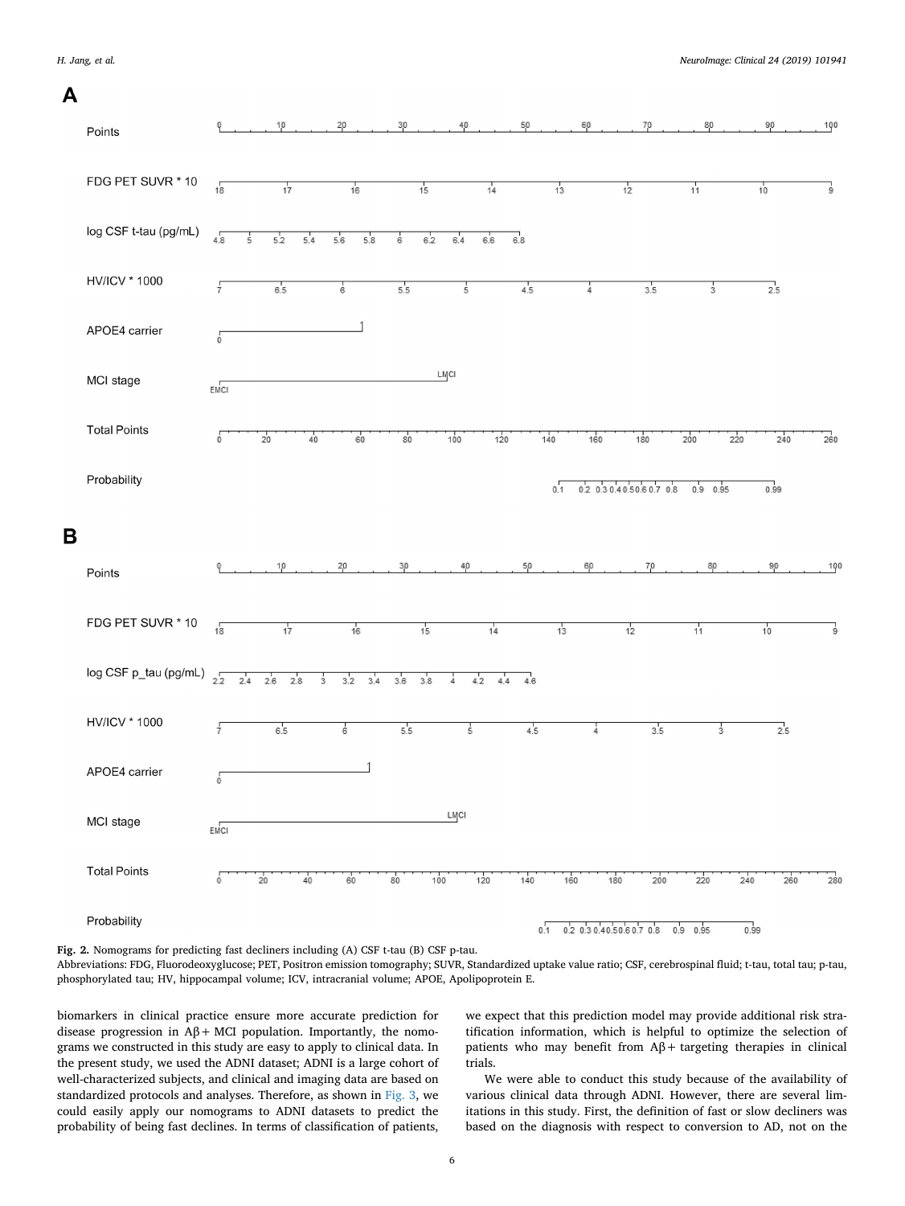**Fig. 2.** Nomograms for predicting fast decliners including (A) CSF t-tau (B) CSF p-tau.
Abbreviations: FDG, Fluorodeoxyglucose; PET, Positron emission tomography; SUVR, Standardized uptake value ratio; CSF, cerebrospinal fluid; t-tau, total tau; p-tau, phosphorylated tau; HV, hippocampal volume; ICV, intracranial volume; APOE, Apolipoprotein E.

biomarkers in clinical practice ensure more accurate prediction for disease progression in Aβ+ MCI population. Importantly, the nomograms we constructed in this study are easy to apply to clinical data. In the present study, we used the ADNI dataset; ADNI is a large cohort of well-characterized subjects, and clinical and imaging data are based on standardized protocols and analyses. Therefore, as shown in Fig. 3, we could easily apply our nomograms to ADNI datasets to predict the probability of being fast declines. In terms of classification of patients, we expect that this prediction model may provide additional risk stratification information, which is helpful to optimize the selection of patients who may benefit from Aβ+ targeting therapies in clinical trials.

We were able to conduct this study because of the availability of various clinical data through ADNI. However, there are several limitations in this study. First, the definition of fast or slow decliners was based on the diagnosis with respect to conversion to AD, not on the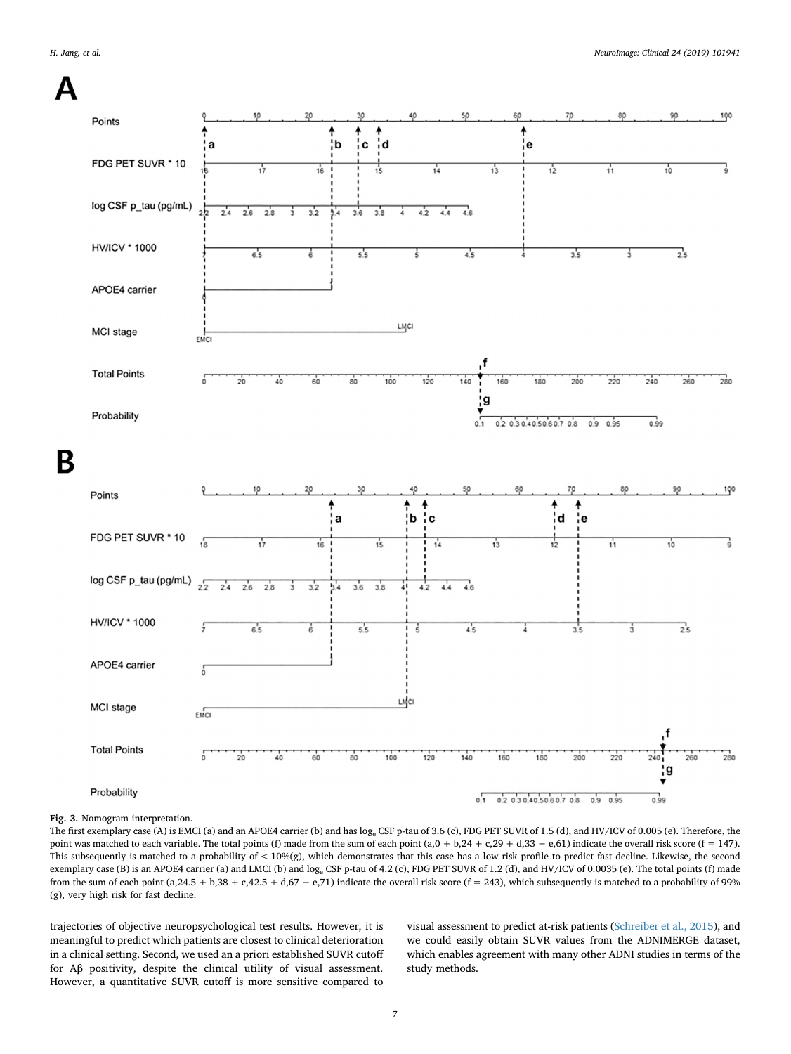**Fig. 3.** Nomogram interpretation.

The first exemplary case (A) is EMCI (a) and an APOE4 carrier (b) and has $\log_e$ CSF p-tau of 3.6 (c), FDG PET SUVR of 1.5 (d), and HV/ICV of 0.005 (e). Therefore, the point was matched to each variable. The total points (f) made from the sum of each point (a,0 + b,24 + c,29 + d,33 + e,61) indicate the overall risk score (f = 147). This subsequently is matched to a probability of < 10%(g), which demonstrates that this case has a low risk profile to predict fast decline. Likewise, the second exemplary case (B) is an APOE4 carrier (a) and LMCI (b) and $\log_e$ CSF p-tau of 4.2 (c), FDG PET SUVR of 1.2 (d), and HV/ICV of 0.0035 (e). The total points (f) made from the sum of each point (a,24.5 + b,38 + c,42.5 + d,67 + e,71) indicate the overall risk score (f = 243), which subsequently is matched to a probability of 99% (g), very high risk for fast decline.

trajectories of objective neuropsychological test results. However, it is meaningful to predict which patients are closest to clinical deterioration in a clinical setting. Second, we used an a priori established SUVR cutoff for Aβ positivity, despite the clinical utility of visual assessment. However, a quantitative SUVR cutoff is more sensitive compared to visual assessment to predict at-risk patients (Schreiber et al., 2015), and we could easily obtain SUVR values from the ADNIMERGE dataset, which enables agreement with many other ADNI studies in terms of the study methods.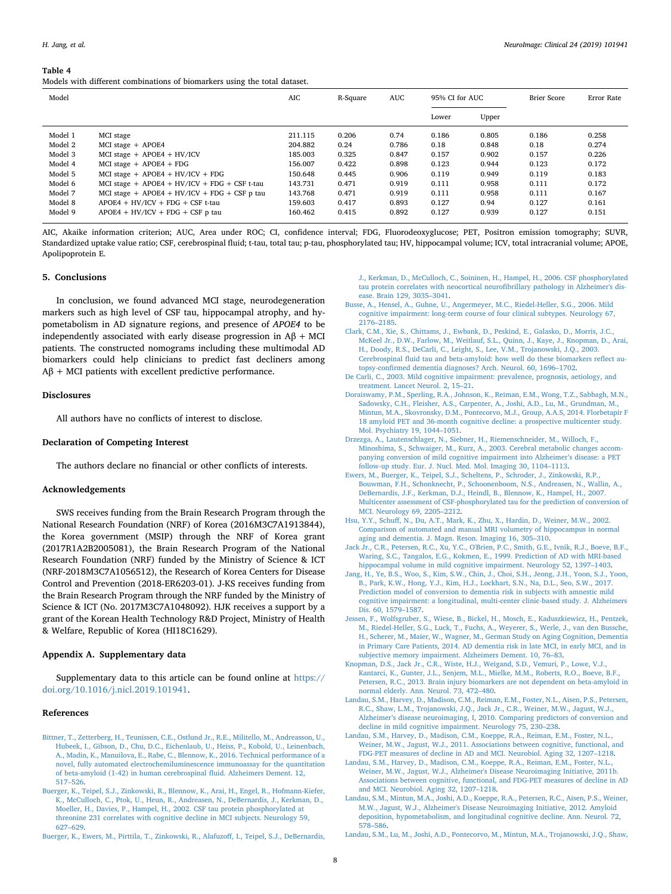**Table 4**
Models with different combinations of biomarkers using the total dataset.

| Model | | AIC | R-Square | AUC | 95% CI for AUC | | Brier Score | Error Rate |
|---|---|---|---|---|---|---|---|---|
| | | | | | Lower | Upper | | |
| Model 1 | MCI stage | 211.115 | 0.206 | 0.74 | 0.186 | 0.805 | 0.186 | 0.258 |
| Model 2 | MCI stage + APOE4 | 204.882 | 0.24 | 0.786 | 0.18 | 0.848 | 0.18 | 0.274 |
| Model 3 | MCI stage + APOE4 + HV/ICV | 185.003 | 0.325 | 0.847 | 0.157 | 0.902 | 0.157 | 0.226 |
| Model 4 | MCI stage + APOE4 + FDG | 156.007 | 0.422 | 0.898 | 0.123 | 0.944 | 0.123 | 0.172 |
| Model 5 | MCI stage + APOE4 + HV/ICV + FDG | 150.648 | 0.445 | 0.906 | 0.119 | 0.949 | 0.119 | 0.183 |
| Model 6 | MCI stage + APOE4 + HV/ICV + FDG + CSF t-tau | 143.731 | 0.471 | 0.919 | 0.111 | 0.958 | 0.111 | 0.172 |
| Model 7 | MCI stage + APOE4 + HV/ICV + FDG + CSF p tau | 143.768 | 0.471 | 0.919 | 0.111 | 0.958 | 0.111 | 0.167 |
| Model 8 | APOE4 + HV/ICV + FDG + CSF t-tau | 159.603 | 0.417 | 0.893 | 0.127 | 0.94 | 0.127 | 0.161 |
| Model 9 | APOE4 + HV/ICV + FDG + CSF p tau | 160.462 | 0.415 | 0.892 | 0.127 | 0.939 | 0.127 | 0.151 |

AIC, Akaike information criterion; AUC, Area under ROC; CI, confidence interval; FDG, Fluorodeoxyglucose; PET, Positron emission tomography; SUVR, Standardized uptake value ratio; CSF, cerebrospinal fluid; t-tau, total tau; p-tau, phosphorylated tau; HV, hippocampal volume; ICV, total intracranial volume; APOE, Apolipoprotein E.

## 5. Conclusions

In conclusion, we found advanced MCI stage, neurodegeneration markers such as high level of CSF tau, hippocampal atrophy, and hypometabolism in AD signature regions, and presence of *APOE4* to be independently associated with early disease progression in Aβ + MCI patients. The constructed nomograms including these multimodal AD biomarkers could help clinicians to predict fast decliners among Aβ + MCI patients with excellent predictive performance.

## Disclosures

All authors have no conflicts of interest to disclose.

## Declaration of Competing Interest

The authors declare no financial or other conflicts of interests.

## Acknowledgements

SWS receives funding from the Brain Research Program through the National Research Foundation (NRF) of Korea (2016M3C7A1913844), the Korea government (MSIP) through the NRF of Korea grant (2017R1A2B2005081), the Brain Research Program of the National Research Foundation (NRF) funded by the Ministry of Science & ICT (NRF-2018M3C7A1056512), the Research of Korea Centers for Disease Control and Prevention (2018-ER6203-01). J-KS receives funding from the Brain Research Program through the NRF funded by the Ministry of Science & ICT (No. 2017M3C7A1048092). HJK receives a support by a grant of the Korean Health Technology R&D Project, Ministry of Health & Welfare, Republic of Korea (HI18C1629).

## Appendix A. Supplementary data

Supplementary data to this article can be found online at https://doi.org/10.1016/j.nicl.2019.101941.

## References

Bittner, T., Zetterberg, H., Teunissen, C.E., Ostlund Jr., R.E., Militello, M., Andreasson, U., Hubeek, I., Gibson, D., Chu, D.C., Eichenlaub, U., Heiss, P., Kobold, U., Leinenbach, A., Madin, K., Manuilova, E., Rabe, C., Blennow, K., 2016. Technical performance of a novel, fully automated electrochemiluminescence immunoassay for the quantitation of beta-amyloid (1-42) in human cerebrospinal fluid. Alzheimers Dement. 12, 517–526.

Buerger, K., Teipel, S.J., Zinkowski, R., Blennow, K., Arai, H., Engel, R., Hofmann-Kiefer, K., McCulloch, C., Ptok, U., Heun, R., Andreasen, N., DeBernardis, J., Kerkman, D., Moeller, H., Davies, P., Hampel, H., 2002. CSF tau protein phosphorylated at threonine 231 correlates with cognitive decline in MCI subjects. Neurology 59, 627–629.

Buerger, K., Ewers, M., Pirttila, T., Zinkowski, R., Alafuzoff, I., Teipel, S.J., DeBernardis, J., Kerkman, D., McCulloch, C., Soininen, H., Hampel, H., 2006. CSF phosphorylated tau protein correlates with neocortical neurofibrillary pathology in Alzheimer's disease. Brain 129, 3035–3041.

Busse, A., Hensel, A., Guhne, U., Angermeyer, M.C., Riedel-Heller, S.G., 2006. Mild cognitive impairment: long-term course of four clinical subtypes. Neurology 67, 2176–2185.

Clark, C.M., Xie, S., Chittams, J., Ewbank, D., Peskind, E., Galasko, D., Morris, J.C., McKeel Jr., D.W., Farlow, M., Weitlauf, S.L., Quinn, J., Kaye, J., Knopman, D., Arai, H., Doody, R.S., DeCarli, C., Leight, S., Lee, V.M., Trojanowski, J.Q., 2003. Cerebrospinal fluid tau and beta-amyloid: how well do these biomarkers reflect autopsy-confirmed dementia diagnoses? Arch. Neurol. 60, 1696–1702.

De Carli, C., 2003. Mild cognitive impairment: prevalence, prognosis, aetiology, and treatment. Lancet Neurol. 2, 15–21.

Doraiswamy, P.M., Sperling, R.A., Johnson, K., Reiman, E.M., Wong, T.Z., Sabbagh, M.N., Sadowsky, C.H., Fleisher, A.S., Carpenter, A., Joshi, A.D., Lu, M., Grundman, M., Mintun, M.A., Skovronsky, D.M., Pontecorvo, M.J., Group, A.A.S, 2014. Florbetapir F 18 amyloid PET and 36-month cognitive decline: a prospective multicenter study. Mol. Psychiatry 19, 1044–1051.

Drzezga, A., Lautenschlager, N., Siebner, H., Riemenschneider, M., Willoch, F., Minoshima, S., Schwaiger, M., Kurz, A., 2003. Cerebral metabolic changes accompanying conversion of mild cognitive impairment into Alzheimer's disease: a PET follow-up study. Eur. J. Nucl. Med. Mol. Imaging 30, 1104–1113.

Ewers, M., Buerger, K., Teipel, S.J., Scheltens, P., Schroder, J., Zinkowski, R.P., Bouwman, F.H., Schonknecht, P., Schoonenboom, N.S., Andreasen, N., Wallin, A., DeBernardis, J.F., Kerkman, D.J., Heindl, B., Blennow, K., Hampel, H., 2007. Multicenter assessment of CSF-phosphorylated tau for the prediction of conversion of MCI. Neurology 69, 2205–2212.

Hsu, Y.Y., Schuff, N., Du, A.T., Mark, K., Zhu, X., Hardin, D., Weiner, M.W., 2002. Comparison of automated and manual MRI volumetry of hippocampus in normal aging and dementia. J. Magn. Reson. Imaging 16, 305–310.

Jack Jr., C.R., Petersen, R.C., Xu, Y.C., O'Brien, P.C., Smith, G.E., Ivnik, R.J., Boeve, B.F., Waring, S.C., Tangalos, E.G., Kokmen, E., 1999. Prediction of AD with MRI-based hippocampal volume in mild cognitive impairment. Neurology 52, 1397–1403.

Jang, H., Ye, B.S., Woo, S., Kim, S.W., Chin, J., Choi, S.H., Jeong, J.H., Yoon, S.J., Yoon, B., Park, K.W., Hong, Y.J., Kim, H.J., Lockhart, S.N., Na, D.L., Seo, S.W., 2017. Prediction model of conversion to dementia risk in subjects with amnestic mild cognitive impairment: a longitudinal, multi-center clinic-based study. J. Alzheimers Dis. 60, 1579–1587.

Jessen, F., Wolfsgruber, S., Wiese, B., Bickel, H., Mosch, E., Kaduszkiewicz, H., Pentzek, M., Riedel-Heller, S.G., Luck, T., Fuchs, A., Weyerer, S., Werle, J., van den Bussche, H., Scherer, M., Maier, W., Wagner, M., German Study on Aging Cognition, Dementia in Primary Care Patients, 2014. AD dementia risk in late MCI, in early MCI, and in subjective memory impairment. Alzheimers Dement. 10, 76–83.

Knopman, D.S., Jack Jr., C.R., Wiste, H.J., Weigand, S.D., Vemuri, P., Lowe, V.J., Kantarci, K., Gunter, J.L., Senjem, M.L., Mielke, M.M., Roberts, R.O., Boeve, B.F., Petersen, R.C., 2013. Brain injury biomarkers are not dependent on beta-amyloid in normal elderly. Ann. Neurol. 73, 472–480.

Landau, S.M., Harvey, D., Madison, C.M., Reiman, E.M., Foster, N.L., Aisen, P.S., Petersen, R.C., Shaw, L.M., Trojanowski, J.Q., Jack Jr., C.R., Weiner, M.W., Jagust, W.J., Alzheimer's disease neuroimaging, I, 2010. Comparing predictors of conversion and decline in mild cognitive impairment. Neurology 75, 230–238.

Landau, S.M., Harvey, D., Madison, C.M., Koeppe, R.A., Reiman, E.M., Foster, N.L., Weiner, M.W., Jagust, W.J., 2011. Associations between cognitive, functional, and FDG-PET measures of decline in AD and MCI. Neurobiol. Aging 32, 1207–1218.

Landau, S.M., Harvey, D., Madison, C.M., Koeppe, R.A., Reiman, E.M., Foster, N.L., Weiner, M.W., Jagust, W.J., Alzheimer's Disease Neuroimaging Initiative, 2011b. Associations between cognitive, functional, and FDG-PET measures of decline in AD and MCI. Neurobiol. Aging 32, 1207–1218.

Landau, S.M., Mintun, M.A., Joshi, A.D., Koeppe, R.A., Petersen, R.C., Aisen, P.S., Weiner, M.W., Jagust, W.J., Alzheimer's Disease Neuroimaging Initiative, 2012. Amyloid deposition, hypometabolism, and longitudinal cognitive decline. Ann. Neurol. 72, 578–586.

Landau, S.M., Lu, M., Joshi, A.D., Pontecorvo, M., Mintun, M.A., Trojanowski, J.Q., Shaw,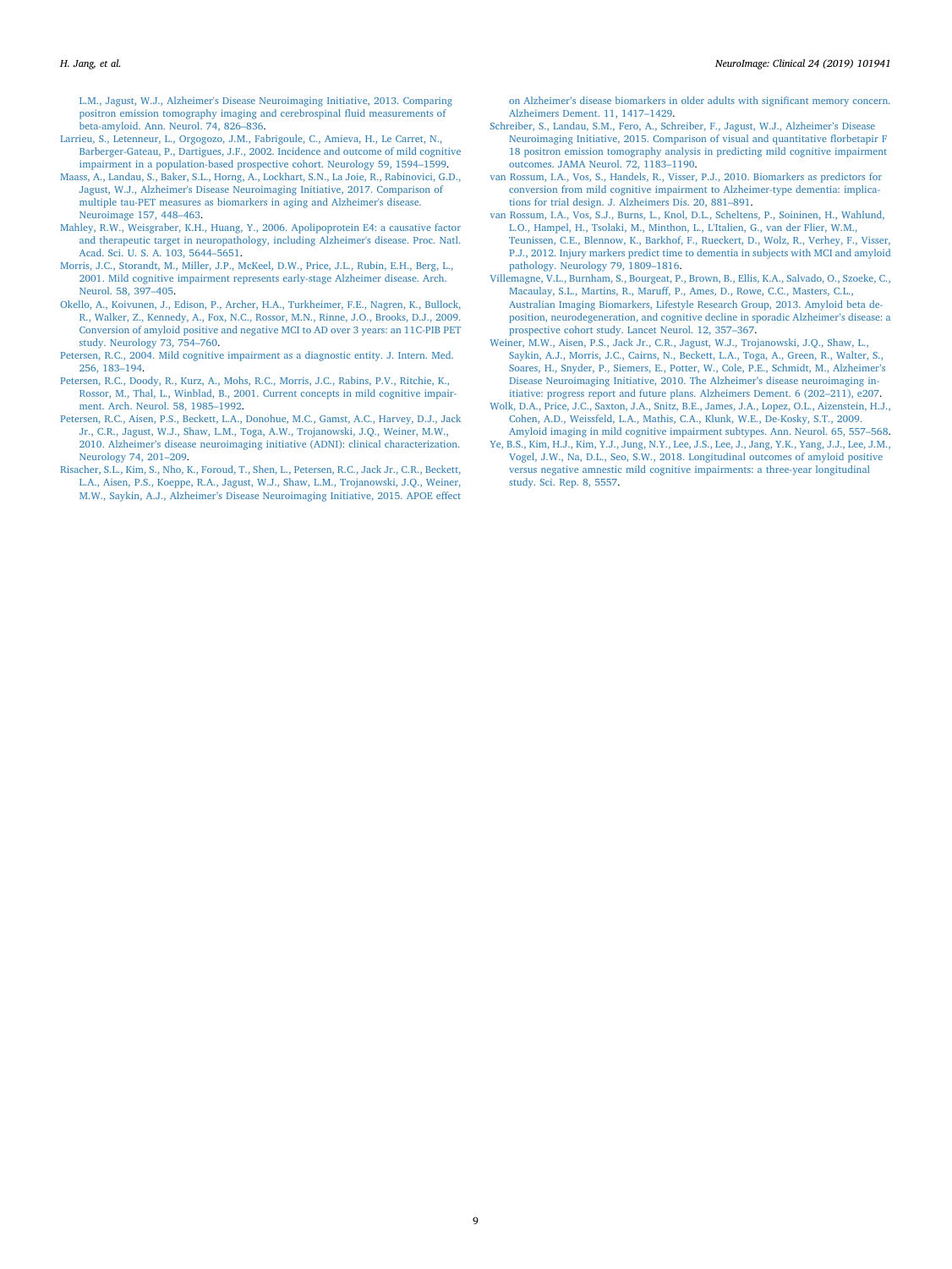L.M., Jagust, W.J., Alzheimer's Disease Neuroimaging Initiative, 2013. Comparing positron emission tomography imaging and cerebrospinal fluid measurements of beta-amyloid. Ann. Neurol. 74, 826–836.

Larrieu, S., Letenneur, L., Orgogozo, J.M., Fabrigoule, C., Amieva, H., Le Carret, N., Barberger-Gateau, P., Dartigues, J.F., 2002. Incidence and outcome of mild cognitive impairment in a population-based prospective cohort. Neurology 59, 1594–1599.

Maass, A., Landau, S., Baker, S.L., Horng, A., Lockhart, S.N., La Joie, R., Rabinovici, G.D., Jagust, W.J., Alzheimer's Disease Neuroimaging Initiative, 2017. Comparison of multiple tau-PET measures as biomarkers in aging and Alzheimer's disease. Neuroimage 157, 448–463.

Mahley, R.W., Weisgraber, K.H., Huang, Y., 2006. Apolipoprotein E4: a causative factor and therapeutic target in neuropathology, including Alzheimer's disease. Proc. Natl. Acad. Sci. U. S. A. 103, 5644–5651.

Morris, J.C., Storandt, M., Miller, J.P., McKeel, D.W., Price, J.L., Rubin, E.H., Berg, L., 2001. Mild cognitive impairment represents early-stage Alzheimer disease. Arch. Neurol. 58, 397–405.

Okello, A., Koivunen, J., Edison, P., Archer, H.A., Turkheimer, F.E., Nagren, K., Bullock, R., Walker, Z., Kennedy, A., Fox, N.C., Rossor, M.N., Rinne, J.O., Brooks, D.J., 2009. Conversion of amyloid positive and negative MCI to AD over 3 years: an 11C-PIB PET study. Neurology 73, 754–760.

Petersen, R.C., 2004. Mild cognitive impairment as a diagnostic entity. J. Intern. Med. 256, 183–194.

Petersen, R.C., Doody, R., Kurz, A., Mohs, R.C., Morris, J.C., Rabins, P.V., Ritchie, K., Rossor, M., Thal, L., Winblad, B., 2001. Current concepts in mild cognitive impairment. Arch. Neurol. 58, 1985–1992.

Petersen, R.C., Aisen, P.S., Beckett, L.A., Donohue, M.C., Gamst, A.C., Harvey, D.J., Jack Jr., C.R., Jagust, W.J., Shaw, L.M., Toga, A.W., Trojanowski, J.Q., Weiner, M.W., 2010. Alzheimer's disease neuroimaging initiative (ADNI): clinical characterization. Neurology 74, 201–209.

Risacher, S.L., Kim, S., Nho, K., Foroud, T., Shen, L., Petersen, R.C., Jack Jr., C.R., Beckett, L.A., Aisen, P.S., Koeppe, R.A., Jagust, W.J., Shaw, L.M., Trojanowski, J.Q., Weiner, M.W., Saykin, A.J., Alzheimer's Disease Neuroimaging Initiative, 2015. APOE effect on Alzheimer's disease biomarkers in older adults with significant memory concern. Alzheimers Dement. 11, 1417–1429.

Schreiber, S., Landau, S.M., Fero, A., Schreiber, F., Jagust, W.J., Alzheimer's Disease Neuroimaging Initiative, 2015. Comparison of visual and quantitative florbetapir F 18 positron emission tomography analysis in predicting mild cognitive impairment outcomes. JAMA Neurol. 72, 1183–1190.

van Rossum, I.A., Vos, S., Handels, R., Visser, P.J., 2010. Biomarkers as predictors for conversion from mild cognitive impairment to Alzheimer-type dementia: implications for trial design. J. Alzheimers Dis. 20, 881–891.

van Rossum, I.A., Vos, S.J., Burns, L., Knol, D.L., Scheltens, P., Soininen, H., Wahlund, L.O., Hampel, H., Tsolaki, M., Minthon, L., L'Italien, G., van der Flier, W.M., Teunissen, C.E., Blennow, K., Barkhof, F., Rueckert, D., Wolz, R., Verhey, F., Visser, P.J., 2012. Injury markers predict time to dementia in subjects with MCI and amyloid pathology. Neurology 79, 1809–1816.

Villemagne, V.L., Burnham, S., Bourgeat, P., Brown, B., Ellis, K.A., Salvado, O., Szoeke, C., Macaulay, S.L., Martins, R., Maruff, P., Ames, D., Rowe, C.C., Masters, C.L., Australian Imaging Biomarkers, Lifestyle Research Group, 2013. Amyloid beta deposition, neurodegeneration, and cognitive decline in sporadic Alzheimer's disease: a prospective cohort study. Lancet Neurol. 12, 357–367.

Weiner, M.W., Aisen, P.S., Jack Jr., C.R., Jagust, W.J., Trojanowski, J.Q., Shaw, L., Saykin, A.J., Morris, J.C., Cairns, N., Beckett, L.A., Toga, A., Green, R., Walter, S., Soares, H., Snyder, P., Siemers, E., Potter, W., Cole, P.E., Schmidt, M., Alzheimer's Disease Neuroimaging Initiative, 2010. The Alzheimer's disease neuroimaging initiative: progress report and future plans. Alzheimers Dement. 6 (202–211), e207.

Wolk, D.A., Price, J.C., Saxton, J.A., Snitz, B.E., James, J.A., Lopez, O.L., Aizenstein, H.J., Cohen, A.D., Weissfeld, L.A., Mathis, C.A., Klunk, W.E., De-Kosky, S.T., 2009. Amyloid imaging in mild cognitive impairment subtypes. Ann. Neurol. 65, 557–568.

Ye, B.S., Kim, H.J., Kim, Y.J., Jung, N.Y., Lee, J.S., Lee, J., Jang, Y.K., Yang, J.J., Lee, J.M., Vogel, J.W., Na, D.L., Seo, S.W., 2018. Longitudinal outcomes of amyloid positive versus negative amnestic mild cognitive impairments: a three-year longitudinal study. Sci. Rep. 8, 5557.